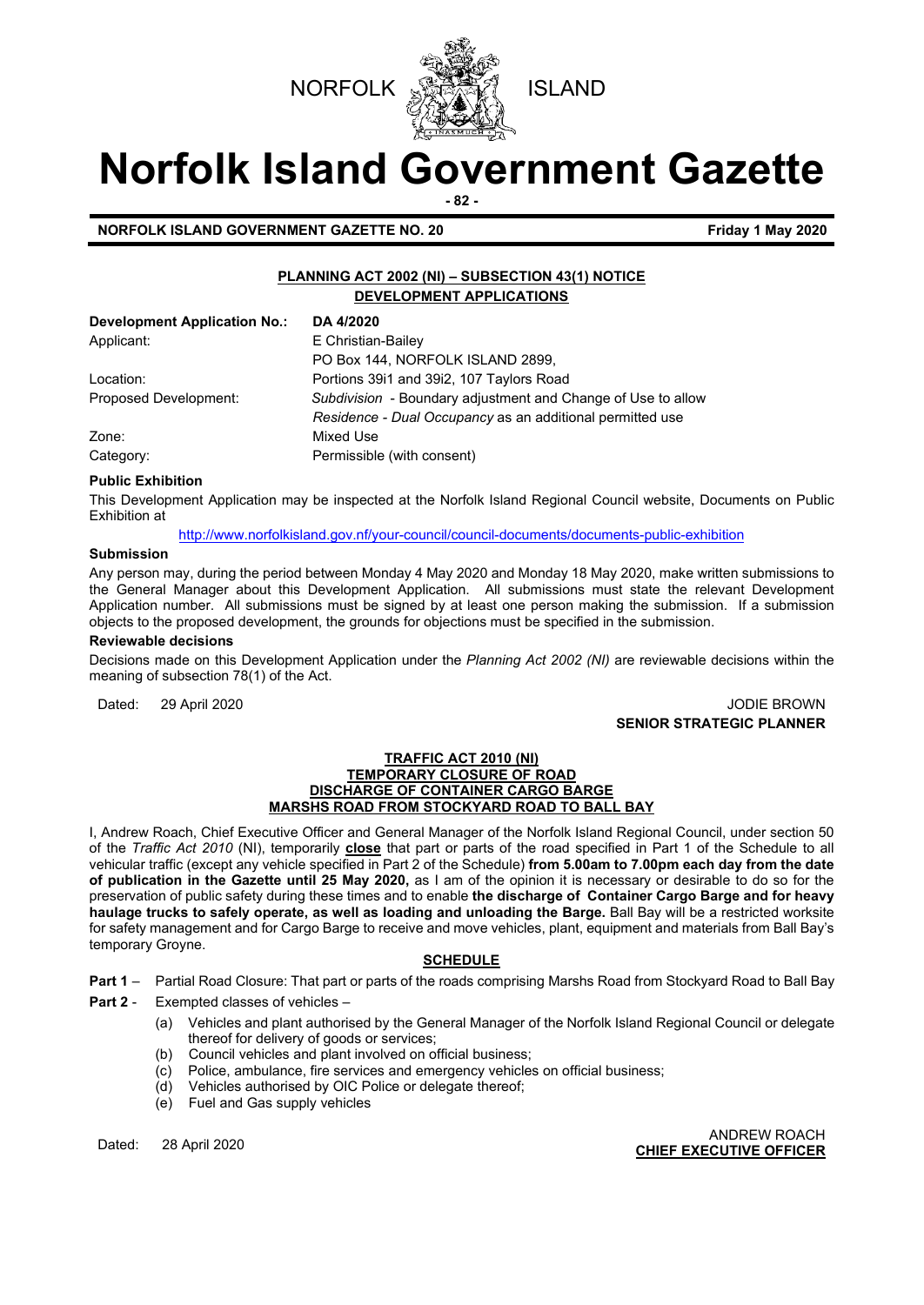NORFOLK ISLAND

# Norfolk Island Government Gazette

**NORFOLK ISLAND GOVERNMENT GAZETTE NO. 20** **Friday 1 May 2020**

## PLANNING ACT 2002 (NI) – SUBSECTION 43(1) NOTICE
## DEVELOPMENT APPLICATIONS

| **Development Application No.:** | **DA 4/2020** |
|---|---|
| Applicant: | E Christian-Bailey<br>PO Box 144, NORFOLK ISLAND 2899, |
| Location: | Portions 39i1 and 39i2, 107 Taylors Road |
| Proposed Development: | *Subdivision* - Boundary adjustment and Change of Use to allow *Residence - Dual Occupancy* as an additional permitted use |
| Zone: | Mixed Use |
| Category: | Permissible (with consent) |

**Public Exhibition**

This Development Application may be inspected at the Norfolk Island Regional Council website, Documents on Public Exhibition at

http://www.norfolkisland.gov.nf/your-council/council-documents/documents-public-exhibition

**Submission**

Any person may, during the period between Monday 4 May 2020 and Monday 18 May 2020, make written submissions to the General Manager about this Development Application. All submissions must state the relevant Development Application number. All submissions must be signed by at least one person making the submission. If a submission objects to the proposed development, the grounds for objections must be specified in the submission.

**Reviewable decisions**

Decisions made on this Development Application under the *Planning Act 2002 (NI)* are reviewable decisions within the meaning of subsection 78(1) of the Act.

Dated: 29 April 2020

JODIE BROWN
**SENIOR STRATEGIC PLANNER**

## TRAFFIC ACT 2010 (NI)
## TEMPORARY CLOSURE OF ROAD
## DISCHARGE OF CONTAINER CARGO BARGE
## MARSHS ROAD FROM STOCKYARD ROAD TO BALL BAY

I, Andrew Roach, Chief Executive Officer and General Manager of the Norfolk Island Regional Council, under section 50 of the *Traffic Act 2010* (NI), temporarily **close** that part or parts of the road specified in Part 1 of the Schedule to all vehicular traffic (except any vehicle specified in Part 2 of the Schedule) **from 5.00am to 7.00pm each day from the date of publication in the Gazette until 25 May 2020,** as I am of the opinion it is necessary or desirable to do so for the preservation of public safety during these times and to enable **the discharge of Container Cargo Barge and for heavy haulage trucks to safely operate, as well as loading and unloading the Barge.** Ball Bay will be a restricted worksite for safety management and for Cargo Barge to receive and move vehicles, plant, equipment and materials from Ball Bay's temporary Groyne.

### SCHEDULE

**Part 1** – Partial Road Closure: That part or parts of the roads comprising Marshs Road from Stockyard Road to Ball Bay

**Part 2** - Exempted classes of vehicles –

(a) Vehicles and plant authorised by the General Manager of the Norfolk Island Regional Council or delegate thereof for delivery of goods or services;
(b) Council vehicles and plant involved on official business;
(c) Police, ambulance, fire services and emergency vehicles on official business;
(d) Vehicles authorised by OIC Police or delegate thereof;
(e) Fuel and Gas supply vehicles

Dated: 28 April 2020

ANDREW ROACH
**CHIEF EXECUTIVE OFFICER**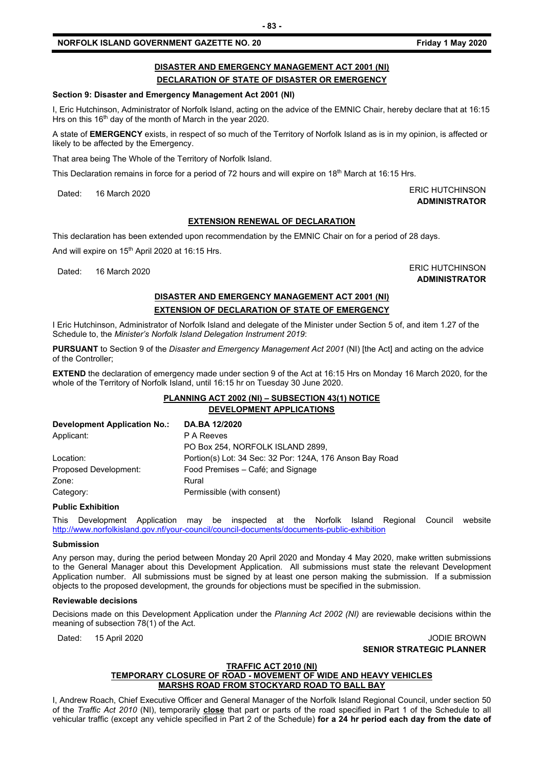**DISASTER AND EMERGENCY MANAGEMENT ACT 2001 (NI)**

**DECLARATION OF STATE OF DISASTER OR EMERGENCY**

**Section 9: Disaster and Emergency Management Act 2001 (NI)**

I, Eric Hutchinson, Administrator of Norfolk Island, acting on the advice of the EMNIC Chair, hereby declare that at 16:15 Hrs on this 16th day of the month of March in the year 2020.

A state of **EMERGENCY** exists, in respect of so much of the Territory of Norfolk Island as is in my opinion, is affected or likely to be affected by the Emergency.

That area being The Whole of the Territory of Norfolk Island.

This Declaration remains in force for a period of 72 hours and will expire on 18th March at 16:15 Hrs.

Dated: 16 March 2020

ERIC HUTCHINSON
**ADMINISTRATOR**

**EXTENSION RENEWAL OF DECLARATION**

This declaration has been extended upon recommendation by the EMNIC Chair on for a period of 28 days.

And will expire on 15th April 2020 at 16:15 Hrs.

Dated: 16 March 2020

ERIC HUTCHINSON
**ADMINISTRATOR**

**DISASTER AND EMERGENCY MANAGEMENT ACT 2001 (NI)**

**EXTENSION OF DECLARATION OF STATE OF EMERGENCY**

I Eric Hutchinson, Administrator of Norfolk Island and delegate of the Minister under Section 5 of, and item 1.27 of the Schedule to, the *Minister's Norfolk Island Delegation Instrument 2019*:

**PURSUANT** to Section 9 of the *Disaster and Emergency Management Act 2001* (NI) [the Act] and acting on the advice of the Controller;

**EXTEND** the declaration of emergency made under section 9 of the Act at 16:15 Hrs on Monday 16 March 2020, for the whole of the Territory of Norfolk Island, until 16:15 hr on Tuesday 30 June 2020.

**PLANNING ACT 2002 (NI) – SUBSECTION 43(1) NOTICE**
**DEVELOPMENT APPLICATIONS**

| **Development Application No.:** | **DA.BA 12/2020** |
|---|---|
| Applicant: | P A Reeves<br>PO Box 254, NORFOLK ISLAND 2899, |
| Location: | Portion(s) Lot: 34 Sec: 32 Por: 124A, 176 Anson Bay Road |
| Proposed Development: | Food Premises – Café; and Signage |
| Zone: | Rural |
| Category: | Permissible (with consent) |

**Public Exhibition**

This Development Application may be inspected at the Norfolk Island Regional Council website http://www.norfolkisland.gov.nf/your-council/council-documents/documents-public-exhibition

**Submission**

Any person may, during the period between Monday 20 April 2020 and Monday 4 May 2020, make written submissions to the General Manager about this Development Application. All submissions must state the relevant Development Application number. All submissions must be signed by at least one person making the submission. If a submission objects to the proposed development, the grounds for objections must be specified in the submission.

**Reviewable decisions**

Decisions made on this Development Application under the *Planning Act 2002 (NI)* are reviewable decisions within the meaning of subsection 78(1) of the Act.

Dated: 15 April 2020

JODIE BROWN
**SENIOR STRATEGIC PLANNER**

**TRAFFIC ACT 2010 (NI)**
**TEMPORARY CLOSURE OF ROAD - MOVEMENT OF WIDE AND HEAVY VEHICLES**
**MARSHS ROAD FROM STOCKYARD ROAD TO BALL BAY**

I, Andrew Roach, Chief Executive Officer and General Manager of the Norfolk Island Regional Council, under section 50 of the *Traffic Act 2010* (NI), temporarily **close** that part or parts of the road specified in Part 1 of the Schedule to all vehicular traffic (except any vehicle specified in Part 2 of the Schedule) **for a 24 hr period each day from the date of**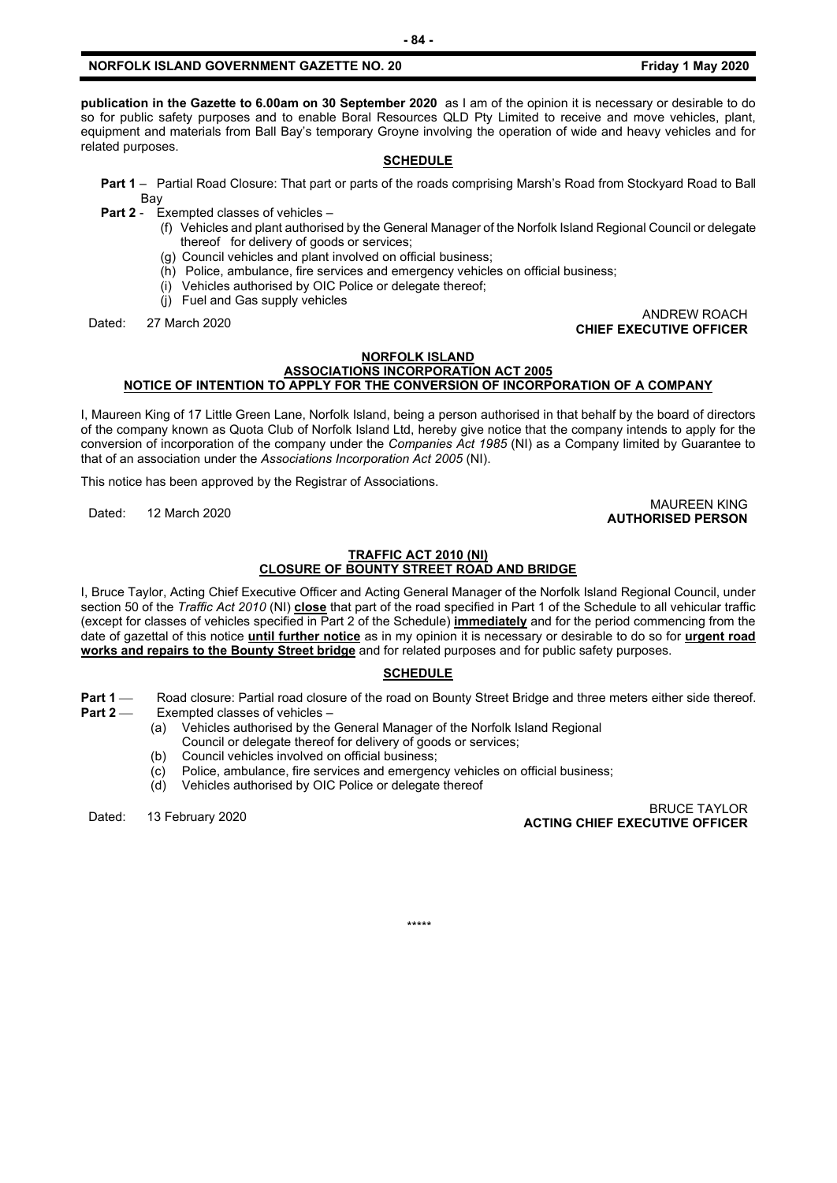**publication in the Gazette to 6.00am on 30 September 2020** as I am of the opinion it is necessary or desirable to do so for public safety purposes and to enable Boral Resources QLD Pty Limited to receive and move vehicles, plant, equipment and materials from Ball Bay's temporary Groyne involving the operation of wide and heavy vehicles and for related purposes.

**SCHEDULE**

**Part 1** – Partial Road Closure: That part or parts of the roads comprising Marsh's Road from Stockyard Road to Ball Bay

**Part 2** - Exempted classes of vehicles –

(f) Vehicles and plant authorised by the General Manager of the Norfolk Island Regional Council or delegate thereof for delivery of goods or services;
(g) Council vehicles and plant involved on official business;
(h) Police, ambulance, fire services and emergency vehicles on official business;
(i) Vehicles authorised by OIC Police or delegate thereof;
(j) Fuel and Gas supply vehicles

Dated: 27 March 2020

ANDREW ROACH
**CHIEF EXECUTIVE OFFICER**

**NORFOLK ISLAND**
**ASSOCIATIONS INCORPORATION ACT 2005**
**NOTICE OF INTENTION TO APPLY FOR THE CONVERSION OF INCORPORATION OF A COMPANY**

I, Maureen King of 17 Little Green Lane, Norfolk Island, being a person authorised in that behalf by the board of directors of the company known as Quota Club of Norfolk Island Ltd, hereby give notice that the company intends to apply for the conversion of incorporation of the company under the *Companies Act 1985* (NI) as a Company limited by Guarantee to that of an association under the *Associations Incorporation Act 2005* (NI).

This notice has been approved by the Registrar of Associations.

Dated: 12 March 2020

MAUREEN KING
**AUTHORISED PERSON**

**TRAFFIC ACT 2010 (NI)**
**CLOSURE OF BOUNTY STREET ROAD AND BRIDGE**

I, Bruce Taylor, Acting Chief Executive Officer and Acting General Manager of the Norfolk Island Regional Council, under section 50 of the *Traffic Act 2010* (NI) **close** that part of the road specified in Part 1 of the Schedule to all vehicular traffic (except for classes of vehicles specified in Part 2 of the Schedule) **immediately** and for the period commencing from the date of gazettal of this notice **until further notice** as in my opinion it is necessary or desirable to do so for **urgent road works and repairs to the Bounty Street bridge** and for related purposes and for public safety purposes.

**SCHEDULE**

**Part 1** — Road closure: Partial road closure of the road on Bounty Street Bridge and three meters either side thereof.

**Part 2** — Exempted classes of vehicles –

(a) Vehicles authorised by the General Manager of the Norfolk Island Regional Council or delegate thereof for delivery of goods or services;
(b) Council vehicles involved on official business;
(c) Police, ambulance, fire services and emergency vehicles on official business;
(d) Vehicles authorised by OIC Police or delegate thereof

Dated: 13 February 2020

BRUCE TAYLOR
**ACTING CHIEF EXECUTIVE OFFICER**

\*\*\*\*\*